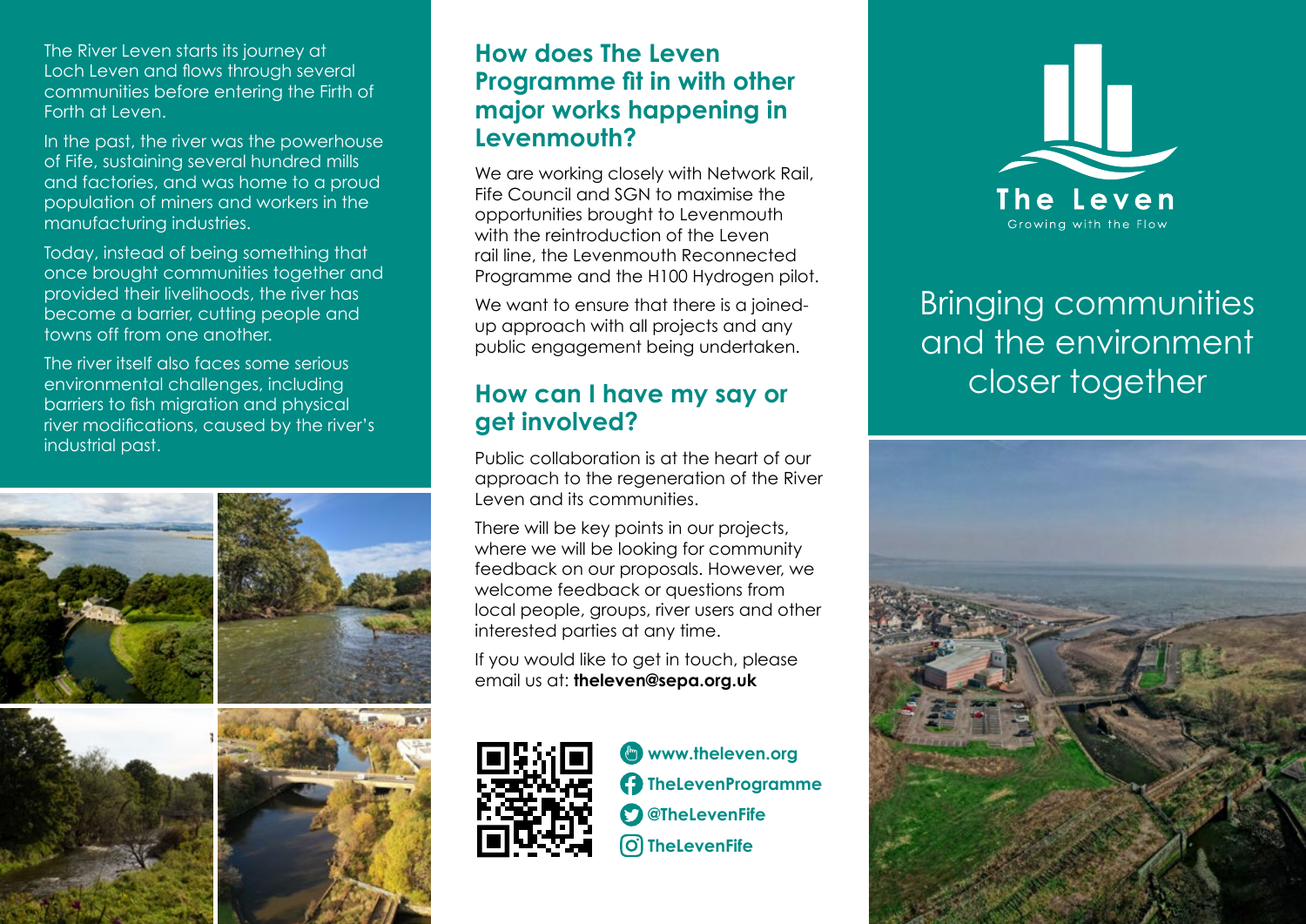The River Leven starts its journey at Loch Leven and flows through several communities before entering the Firth of Forth at Leven.

In the past, the river was the powerhouse of Fife, sustaining several hundred mills and factories, and was home to a proud population of miners and workers in the manufacturing industries.

Today, instead of being something that once brought communities together and provided their livelihoods, the river has become a barrier, cutting people and towns off from one another.

The river itself also faces some serious environmental challenges, including barriers to fish migration and physical river modifications, caused by the river's industrial past.

## How does The Leven Programme fit in with other major works happening in Levenmouth?

We are working closely with Network Rail, Fife Council and SGN to maximise the opportunities brought to Levenmouth with the reintroduction of the Leven rail line, the Levenmouth Reconnected Programme and the H100 Hydrogen pilot.

We want to ensure that there is a joined-up approach with all projects and any public engagement being undertaken.

## How can I have my say or get involved?

Public collaboration is at the heart of our approach to the regeneration of the River Leven and its communities.

There will be key points in our projects, where we will be looking for community feedback on our proposals. However, we welcome feedback or questions from local people, groups, river users and other interested parties at any time.

If you would like to get in touch, please email us at: **theleven@sepa.org.uk**

**www.theleven.org**
**TheLevenProgramme**
**@TheLevenFife**
**TheLevenFife**

The Leven
Growing with the Flow

# Bringing communities and the environment closer together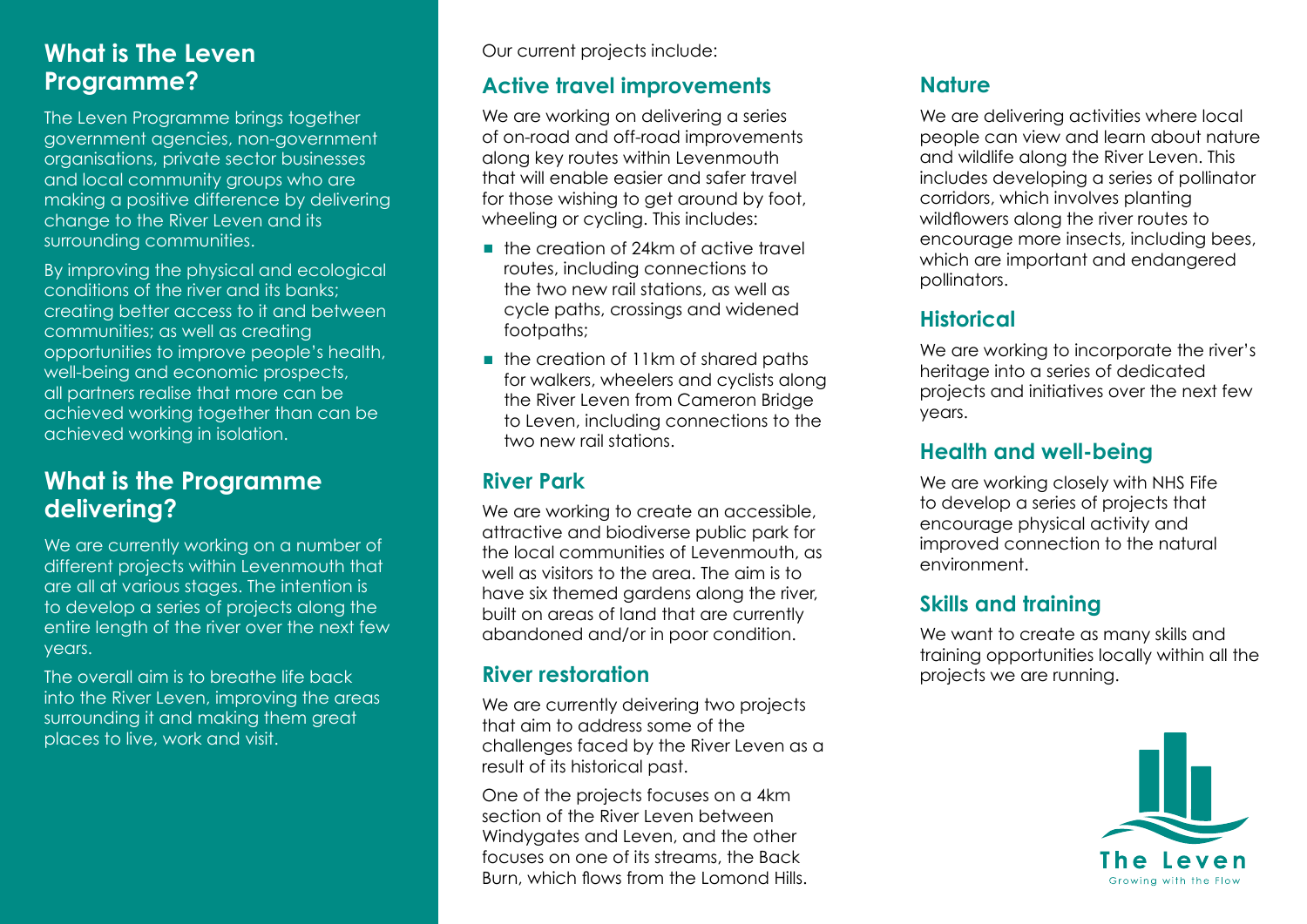## What is The Leven Programme?

The Leven Programme brings together government agencies, non-government organisations, private sector businesses and local community groups who are making a positive difference by delivering change to the River Leven and its surrounding communities.

By improving the physical and ecological conditions of the river and its banks; creating better access to it and between communities; as well as creating opportunities to improve people's health, well-being and economic prospects, all partners realise that more can be achieved working together than can be achieved working in isolation.

## What is the Programme delivering?

We are currently working on a number of different projects within Levenmouth that are all at various stages. The intention is to develop a series of projects along the entire length of the river over the next few years.

The overall aim is to breathe life back into the River Leven, improving the areas surrounding it and making them great places to live, work and visit.

Our current projects include:

### Active travel improvements

We are working on delivering a series of on-road and off-road improvements along key routes within Levenmouth that will enable easier and safer travel for those wishing to get around by foot, wheeling or cycling. This includes:

- the creation of 24km of active travel routes, including connections to the two new rail stations, as well as cycle paths, crossings and widened footpaths;
- the creation of 11km of shared paths for walkers, wheelers and cyclists along the River Leven from Cameron Bridge to Leven, including connections to the two new rail stations.

### River Park

We are working to create an accessible, attractive and biodiverse public park for the local communities of Levenmouth, as well as visitors to the area. The aim is to have six themed gardens along the river, built on areas of land that are currently abandoned and/or in poor condition.

### River restoration

We are currently deivering two projects that aim to address some of the challenges faced by the River Leven as a result of its historical past.

One of the projects focuses on a 4km section of the River Leven between Windygates and Leven, and the other focuses on one of its streams, the Back Burn, which flows from the Lomond Hills.

### Nature

We are delivering activities where local people can view and learn about nature and wildlife along the River Leven. This includes developing a series of pollinator corridors, which involves planting wildflowers along the river routes to encourage more insects, including bees, which are important and endangered pollinators.

### Historical

We are working to incorporate the river's heritage into a series of dedicated projects and initiatives over the next few years.

### Health and well-being

We are working closely with NHS Fife to develop a series of projects that encourage physical activity and improved connection to the natural environment.

### Skills and training

We want to create as many skills and training opportunities locally within all the projects we are running.

The Leven

Growing with the Flow